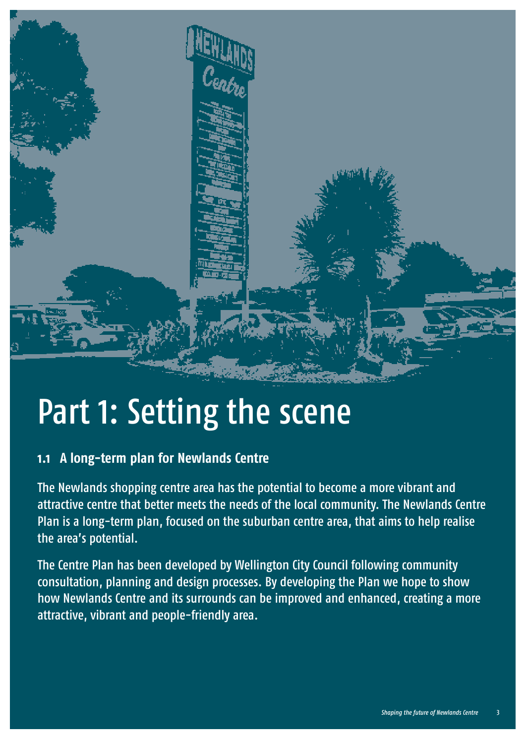# Part 1: Setting the scene

## 1.1 A long-term plan for Newlands Centre

The Newlands shopping centre area has the potential to become a more vibrant and attractive centre that better meets the needs of the local community. The Newlands Centre Plan is a long-term plan, focused on the suburban centre area, that aims to help realise the area's potential.

The Centre Plan has been developed by Wellington City Council following community consultation, planning and design processes. By developing the Plan we hope to show how Newlands Centre and its surrounds can be improved and enhanced, creating a more attractive, vibrant and people-friendly area.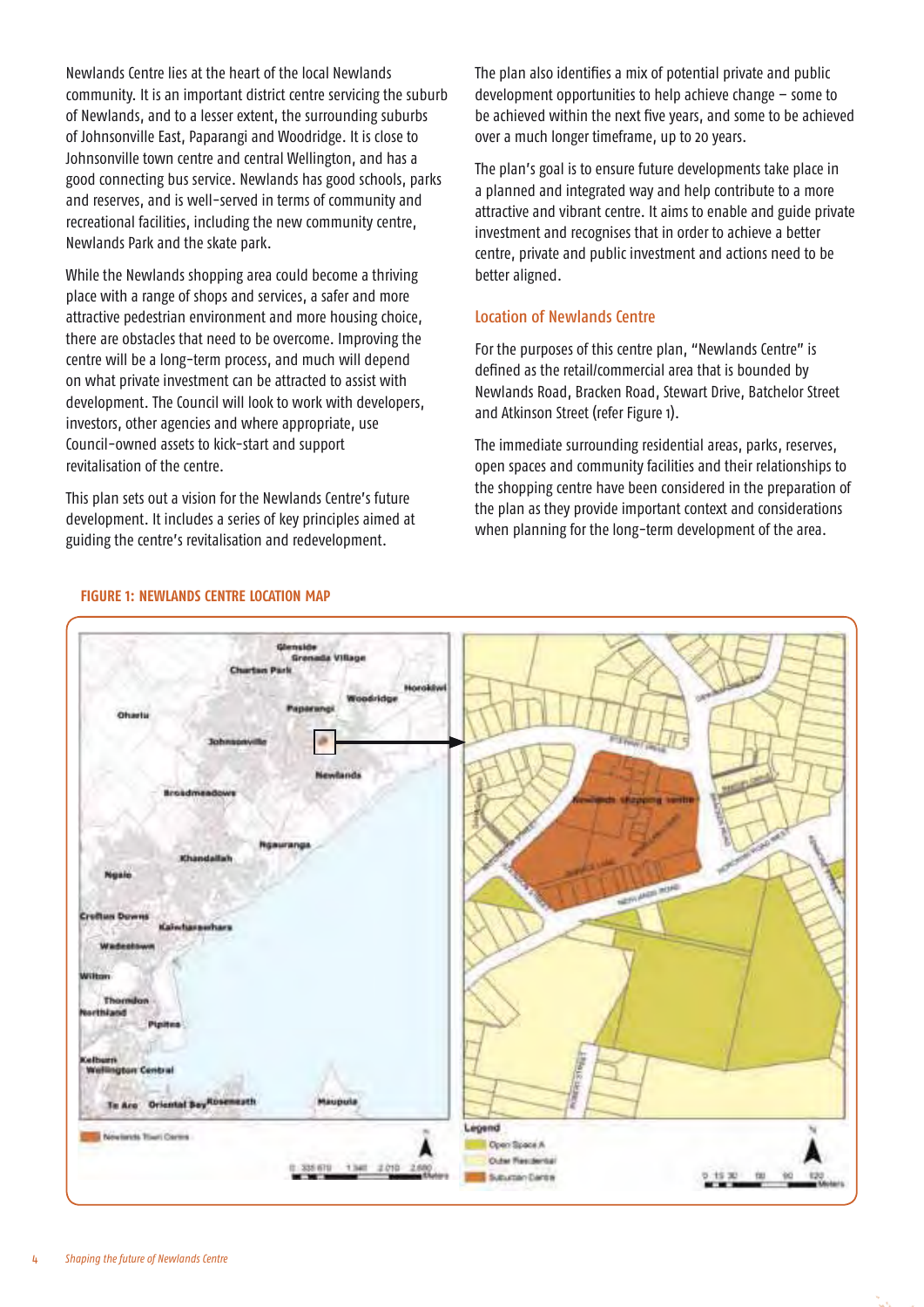Newlands Centre lies at the heart of the local Newlands community. It is an important district centre servicing the suburb of Newlands, and to a lesser extent, the surrounding suburbs of Johnsonville East, Paparangi and Woodridge. It is close to Johnsonville town centre and central Wellington, and has a good connecting bus service. Newlands has good schools, parks and reserves, and is well-served in terms of community and recreational facilities, including the new community centre, Newlands Park and the skate park.

While the Newlands shopping area could become a thriving place with a range of shops and services, a safer and more attractive pedestrian environment and more housing choice, there are obstacles that need to be overcome. Improving the centre will be a long-term process, and much will depend on what private investment can be attracted to assist with development. The Council will look to work with developers, investors, other agencies and where appropriate, use Council-owned assets to kick-start and support revitalisation of the centre.

This plan sets out a vision for the Newlands Centre's future development. It includes a series of key principles aimed at guiding the centre's revitalisation and redevelopment.

The plan also identifies a mix of potential private and public development opportunities to help achieve change – some to be achieved within the next five years, and some to be achieved over a much longer timeframe, up to 20 years.

The plan's goal is to ensure future developments take place in a planned and integrated way and help contribute to a more attractive and vibrant centre. It aims to enable and guide private investment and recognises that in order to achieve a better centre, private and public investment and actions need to be better aligned.

## Location of Newlands Centre

For the purposes of this centre plan, "Newlands Centre" is defined as the retail/commercial area that is bounded by Newlands Road, Bracken Road, Stewart Drive, Batchelor Street and Atkinson Street (refer Figure 1).

The immediate surrounding residential areas, parks, reserves, open spaces and community facilities and their relationships to the shopping centre have been considered in the preparation of the plan as they provide important context and considerations when planning for the long-term development of the area.

**FIGURE 1: NEWLANDS CENTRE LOCATION MAP**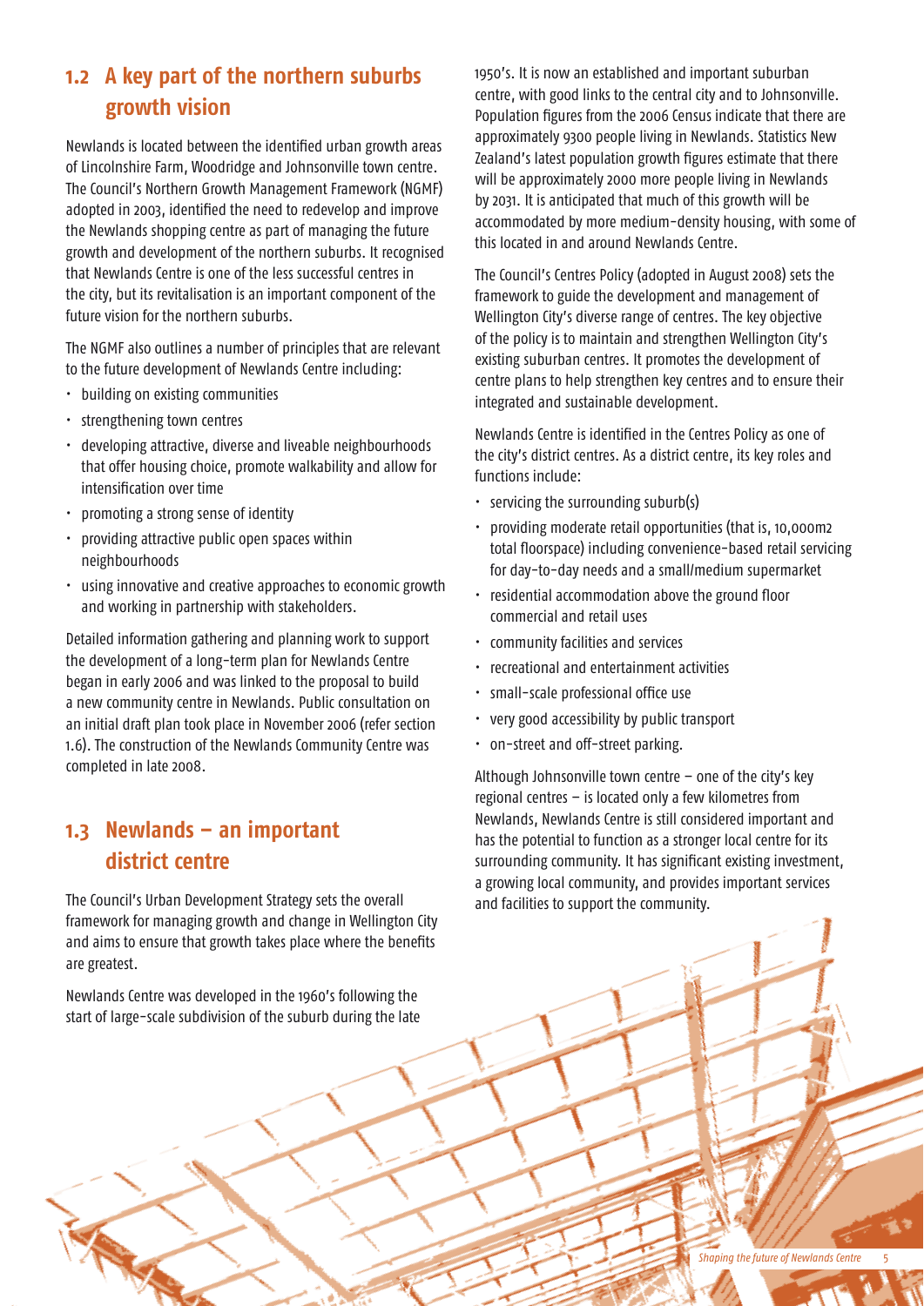## 1.2 A key part of the northern suburbs growth vision

Newlands is located between the identified urban growth areas of Lincolnshire Farm, Woodridge and Johnsonville town centre. The Council's Northern Growth Management Framework (NGMF) adopted in 2003, identified the need to redevelop and improve the Newlands shopping centre as part of managing the future growth and development of the northern suburbs. It recognised that Newlands Centre is one of the less successful centres in the city, but its revitalisation is an important component of the future vision for the northern suburbs.

The NGMF also outlines a number of principles that are relevant to the future development of Newlands Centre including:

- building on existing communities
- strengthening town centres
- developing attractive, diverse and liveable neighbourhoods that offer housing choice, promote walkability and allow for intensification over time
- promoting a strong sense of identity
- providing attractive public open spaces within neighbourhoods
- using innovative and creative approaches to economic growth and working in partnership with stakeholders.

Detailed information gathering and planning work to support the development of a long-term plan for Newlands Centre began in early 2006 and was linked to the proposal to build a new community centre in Newlands. Public consultation on an initial draft plan took place in November 2006 (refer section 1.6). The construction of the Newlands Community Centre was completed in late 2008.

## 1.3 Newlands – an important district centre

The Council's Urban Development Strategy sets the overall framework for managing growth and change in Wellington City and aims to ensure that growth takes place where the benefits are greatest.

Newlands Centre was developed in the 1960's following the start of large-scale subdivision of the suburb during the late 1950's. It is now an established and important suburban centre, with good links to the central city and to Johnsonville. Population figures from the 2006 Census indicate that there are approximately 9300 people living in Newlands. Statistics New Zealand's latest population growth figures estimate that there will be approximately 2000 more people living in Newlands by 2031. It is anticipated that much of this growth will be accommodated by more medium-density housing, with some of this located in and around Newlands Centre.

The Council's Centres Policy (adopted in August 2008) sets the framework to guide the development and management of Wellington City's diverse range of centres. The key objective of the policy is to maintain and strengthen Wellington City's existing suburban centres. It promotes the development of centre plans to help strengthen key centres and to ensure their integrated and sustainable development.

Newlands Centre is identified in the Centres Policy as one of the city's district centres. As a district centre, its key roles and functions include:

- servicing the surrounding suburb(s)
- providing moderate retail opportunities (that is, 10,000m2 total floorspace) including convenience-based retail servicing for day-to-day needs and a small/medium supermarket
- residential accommodation above the ground floor commercial and retail uses
- community facilities and services
- recreational and entertainment activities
- small-scale professional office use
- very good accessibility by public transport
- on-street and off-street parking.

Although Johnsonville town centre – one of the city's key regional centres – is located only a few kilometres from Newlands, Newlands Centre is still considered important and has the potential to function as a stronger local centre for its surrounding community. It has significant existing investment, a growing local community, and provides important services and facilities to support the community.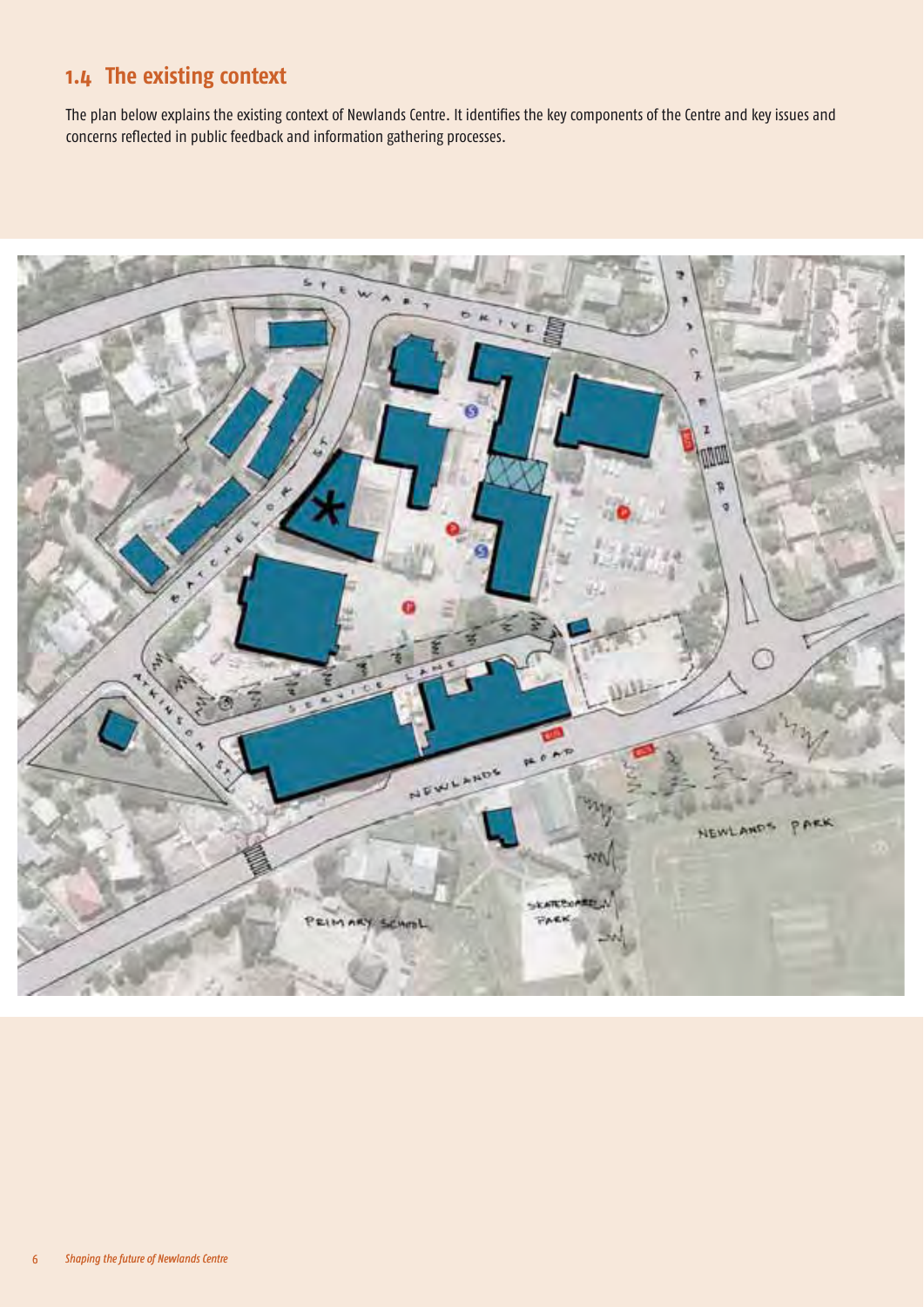## 1.4 The existing context

The plan below explains the existing context of Newlands Centre. It identifies the key components of the Centre and key issues and concerns reflected in public feedback and information gathering processes.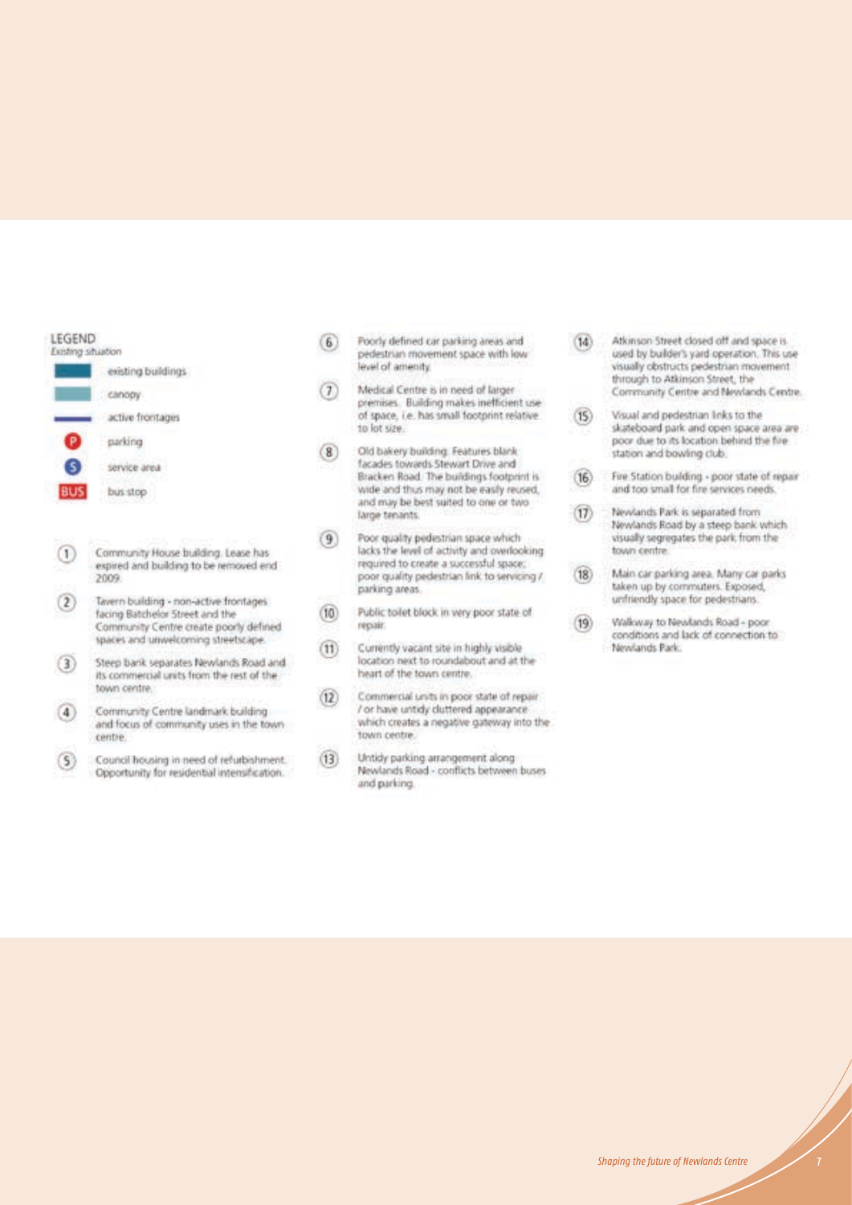LEGEND

*Existing situation*

- existing buildings
- canopy
- active frontages
- P parking
- S service area
- BUS bus stop

1. Community House building. Lease has expired and building to be removed end 2009.
2. Tavern building - non-active frontages facing Batchelor Street and the Community Centre create poorly defined spaces and unwelcoming streetscape.
3. Steep bank separates Newlands Road and its commercial units from the rest of the town centre.
4. Community Centre landmark building and focus of community uses in the town centre.
5. Council housing in need of refurbishment. Opportunity for residential intensification.
6. Poorly defined car parking areas and pedestrian movement space with low level of amenity.
7. Medical Centre is in need of larger premises. Building makes inefficient use of space, i.e. has small footprint relative to lot size.
8. Old bakery building. Features blank facades towards Stewart Drive and Bracken Road. The buildings footprint is wide and thus may not be easily reused, and may be best suited to one or two large tenants.
9. Poor quality pedestrian space which lacks the level of activity and overlooking required to create a successful space; poor quality pedestrian link to servicing / parking areas.
10. Public toilet block in very poor state of repair.
11. Currently vacant site in highly visible location next to roundabout and at the heart of the town centre.
12. Commercial units in poor state of repair / or have untidy cluttered appearance which creates a negative gateway into the town centre.
13. Untidy parking arrangement along Newlands Road - conflicts between buses and parking.
14. Atkinson Street closed off and space is used by builder's yard operation. This use visually obstructs pedestrian movement through to Atkinson Street, the Community Centre and Newlands Centre.
15. Visual and pedestrian links to the skateboard park and open space area are poor due to its location behind the fire station and bowling club.
16. Fire Station building - poor state of repair and too small for fire services needs.
17. Newlands Park is separated from Newlands Road by a steep bank which visually segregates the park from the town centre.
18. Main car parking area. Many car parks taken up by commuters. Exposed, unfriendly space for pedestrians.
19. Walkway to Newlands Road - poor conditions and lack of connection to Newlands Park.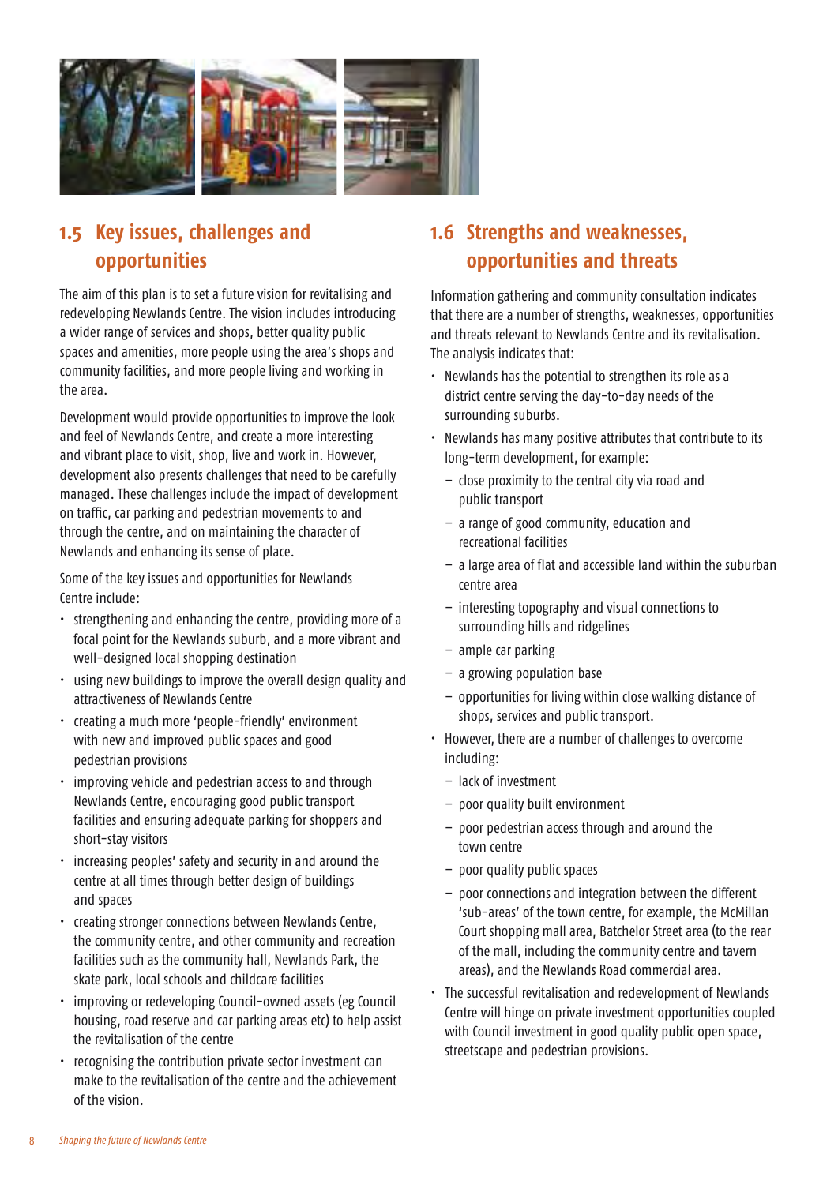## 1.5 Key issues, challenges and opportunities

The aim of this plan is to set a future vision for revitalising and redeveloping Newlands Centre. The vision includes introducing a wider range of services and shops, better quality public spaces and amenities, more people using the area's shops and community facilities, and more people living and working in the area.

Development would provide opportunities to improve the look and feel of Newlands Centre, and create a more interesting and vibrant place to visit, shop, live and work in. However, development also presents challenges that need to be carefully managed. These challenges include the impact of development on traffic, car parking and pedestrian movements to and through the centre, and on maintaining the character of Newlands and enhancing its sense of place.

Some of the key issues and opportunities for Newlands Centre include:

- strengthening and enhancing the centre, providing more of a focal point for the Newlands suburb, and a more vibrant and well-designed local shopping destination
- using new buildings to improve the overall design quality and attractiveness of Newlands Centre
- creating a much more 'people-friendly' environment with new and improved public spaces and good pedestrian provisions
- improving vehicle and pedestrian access to and through Newlands Centre, encouraging good public transport facilities and ensuring adequate parking for shoppers and short-stay visitors
- increasing peoples' safety and security in and around the centre at all times through better design of buildings and spaces
- creating stronger connections between Newlands Centre, the community centre, and other community and recreation facilities such as the community hall, Newlands Park, the skate park, local schools and childcare facilities
- improving or redeveloping Council-owned assets (eg Council housing, road reserve and car parking areas etc) to help assist the revitalisation of the centre
- recognising the contribution private sector investment can make to the revitalisation of the centre and the achievement of the vision.

## 1.6 Strengths and weaknesses, opportunities and threats

Information gathering and community consultation indicates that there are a number of strengths, weaknesses, opportunities and threats relevant to Newlands Centre and its revitalisation. The analysis indicates that:

- Newlands has the potential to strengthen its role as a district centre serving the day-to-day needs of the surrounding suburbs.
- Newlands has many positive attributes that contribute to its long-term development, for example:
  - close proximity to the central city via road and public transport
  - a range of good community, education and recreational facilities
  - a large area of flat and accessible land within the suburban centre area
  - interesting topography and visual connections to surrounding hills and ridgelines
  - ample car parking
  - a growing population base
  - opportunities for living within close walking distance of shops, services and public transport.
- However, there are a number of challenges to overcome including:
  - lack of investment
  - poor quality built environment
  - poor pedestrian access through and around the town centre
  - poor quality public spaces
  - poor connections and integration between the different 'sub-areas' of the town centre, for example, the McMillan Court shopping mall area, Batchelor Street area (to the rear of the mall, including the community centre and tavern areas), and the Newlands Road commercial area.
- The successful revitalisation and redevelopment of Newlands Centre will hinge on private investment opportunities coupled with Council investment in good quality public open space, streetscape and pedestrian provisions.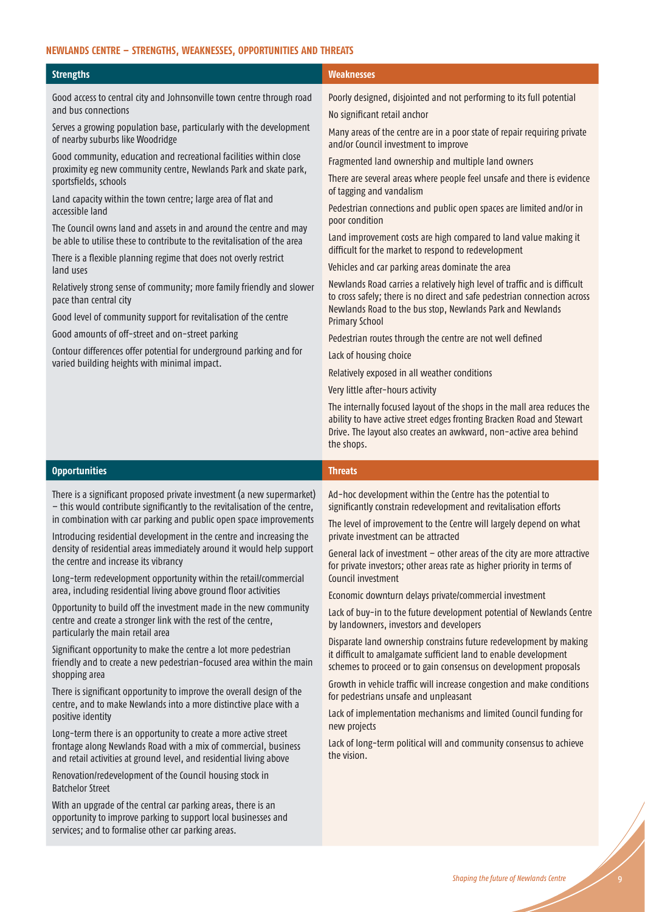## NEWLANDS CENTRE – STRENGTHS, WEAKNESSES, OPPORTUNITIES AND THREATS

### Strengths

Good access to central city and Johnsonville town centre through road and bus connections

Serves a growing population base, particularly with the development of nearby suburbs like Woodridge

Good community, education and recreational facilities within close proximity eg new community centre, Newlands Park and skate park, sportsfields, schools

Land capacity within the town centre; large area of flat and accessible land

The Council owns land and assets in and around the centre and may be able to utilise these to contribute to the revitalisation of the area

There is a flexible planning regime that does not overly restrict land uses

Relatively strong sense of community; more family friendly and slower pace than central city

Good level of community support for revitalisation of the centre

Good amounts of off-street and on-street parking

Contour differences offer potential for underground parking and for varied building heights with minimal impact.

### Weaknesses

Poorly designed, disjointed and not performing to its full potential

No significant retail anchor

Many areas of the centre are in a poor state of repair requiring private and/or Council investment to improve

Fragmented land ownership and multiple land owners

There are several areas where people feel unsafe and there is evidence of tagging and vandalism

Pedestrian connections and public open spaces are limited and/or in poor condition

Land improvement costs are high compared to land value making it difficult for the market to respond to redevelopment

Vehicles and car parking areas dominate the area

Newlands Road carries a relatively high level of traffic and is difficult to cross safely; there is no direct and safe pedestrian connection across Newlands Road to the bus stop, Newlands Park and Newlands Primary School

Pedestrian routes through the centre are not well defined

Lack of housing choice

Relatively exposed in all weather conditions

Very little after-hours activity

The internally focused layout of the shops in the mall area reduces the ability to have active street edges fronting Bracken Road and Stewart Drive. The layout also creates an awkward, non-active area behind the shops.

### Opportunities

There is a significant proposed private investment (a new supermarket) – this would contribute significantly to the revitalisation of the centre, in combination with car parking and public open space improvements

Introducing residential development in the centre and increasing the density of residential areas immediately around it would help support the centre and increase its vibrancy

Long-term redevelopment opportunity within the retail/commercial area, including residential living above ground floor activities

Opportunity to build off the investment made in the new community centre and create a stronger link with the rest of the centre, particularly the main retail area

Significant opportunity to make the centre a lot more pedestrian friendly and to create a new pedestrian-focused area within the main shopping area

There is significant opportunity to improve the overall design of the centre, and to make Newlands into a more distinctive place with a positive identity

Long-term there is an opportunity to create a more active street frontage along Newlands Road with a mix of commercial, business and retail activities at ground level, and residential living above

Renovation/redevelopment of the Council housing stock in Batchelor Street

With an upgrade of the central car parking areas, there is an opportunity to improve parking to support local businesses and services; and to formalise other car parking areas.

### Threats

Ad-hoc development within the Centre has the potential to significantly constrain redevelopment and revitalisation efforts

The level of improvement to the Centre will largely depend on what private investment can be attracted

General lack of investment – other areas of the city are more attractive for private investors; other areas rate as higher priority in terms of Council investment

Economic downturn delays private/commercial investment

Lack of buy-in to the future development potential of Newlands Centre by landowners, investors and developers

Disparate land ownership constrains future redevelopment by making it difficult to amalgamate sufficient land to enable development schemes to proceed or to gain consensus on development proposals

Growth in vehicle traffic will increase congestion and make conditions for pedestrians unsafe and unpleasant

Lack of implementation mechanisms and limited Council funding for new projects

Lack of long-term political will and community consensus to achieve the vision.